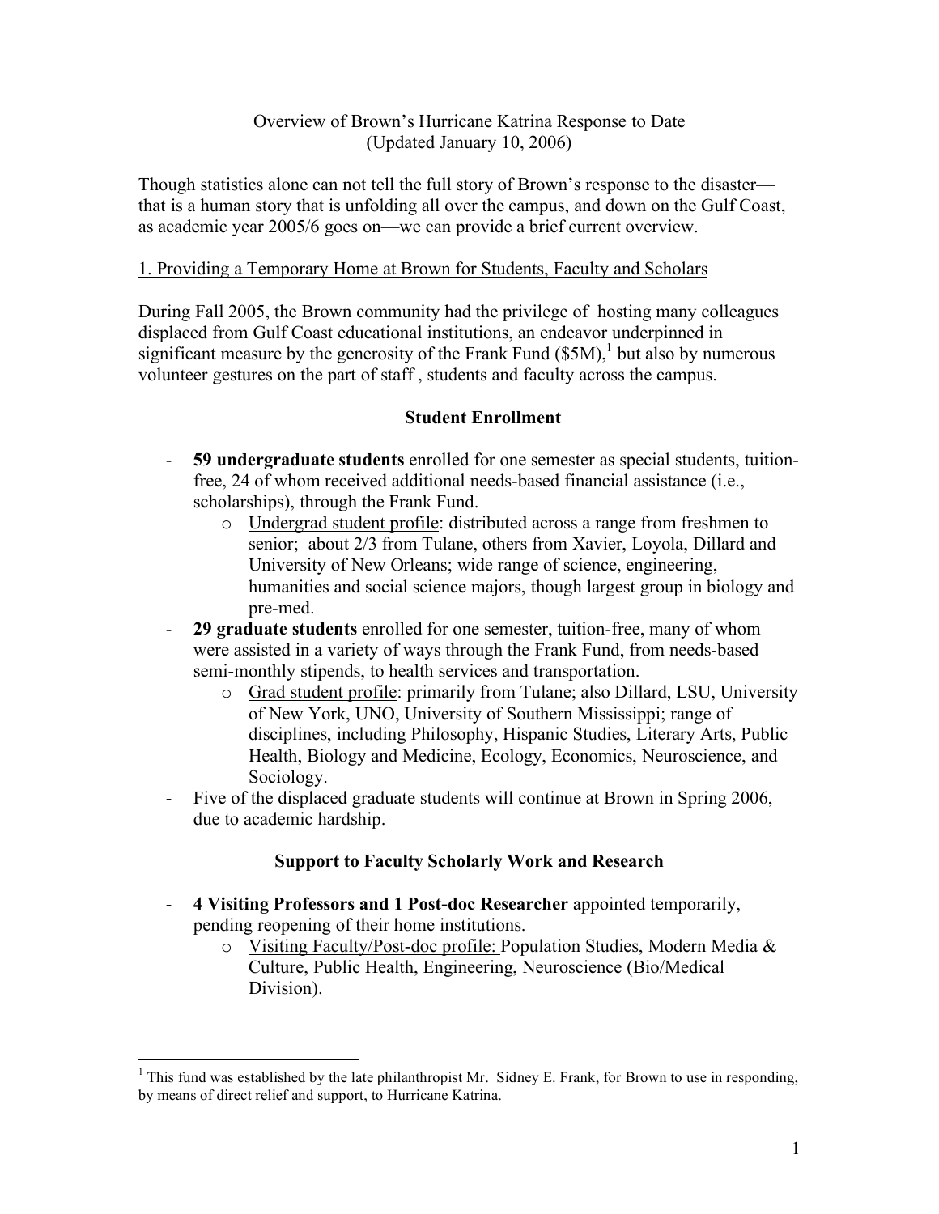# Overview of Brown's Hurricane Katrina Response to Date
(Updated January 10, 2006)

Though statistics alone can not tell the full story of Brown's response to the disaster—that is a human story that is unfolding all over the campus, and down on the Gulf Coast, as academic year 2005/6 goes on—we can provide a brief current overview.

## 1. Providing a Temporary Home at Brown for Students, Faculty and Scholars

During Fall 2005, the Brown community had the privilege of hosting many colleagues displaced from Gulf Coast educational institutions, an endeavor underpinned in significant measure by the generosity of the Frank Fund ($5M),[1] but also by numerous volunteer gestures on the part of staff , students and faculty across the campus.

### Student Enrollment

- **59 undergraduate students** enrolled for one semester as special students, tuition-free, 24 of whom received additional needs-based financial assistance (i.e., scholarships), through the Frank Fund.
    - Undergrad student profile: distributed across a range from freshmen to senior; about 2/3 from Tulane, others from Xavier, Loyola, Dillard and University of New Orleans; wide range of science, engineering, humanities and social science majors, though largest group in biology and pre-med.
- **29 graduate students** enrolled for one semester, tuition-free, many of whom were assisted in a variety of ways through the Frank Fund, from needs-based semi-monthly stipends, to health services and transportation.
    - Grad student profile: primarily from Tulane; also Dillard, LSU, University of New York, UNO, University of Southern Mississippi; range of disciplines, including Philosophy, Hispanic Studies, Literary Arts, Public Health, Biology and Medicine, Ecology, Economics, Neuroscience, and Sociology.
- Five of the displaced graduate students will continue at Brown in Spring 2006, due to academic hardship.

### Support to Faculty Scholarly Work and Research

- **4 Visiting Professors and 1 Post-doc Researcher** appointed temporarily, pending reopening of their home institutions.
    - Visiting Faculty/Post-doc profile: Population Studies, Modern Media & Culture, Public Health, Engineering, Neuroscience (Bio/Medical Division).

---

[1] This fund was established by the late philanthropist Mr. Sidney E. Frank, for Brown to use in responding, by means of direct relief and support, to Hurricane Katrina.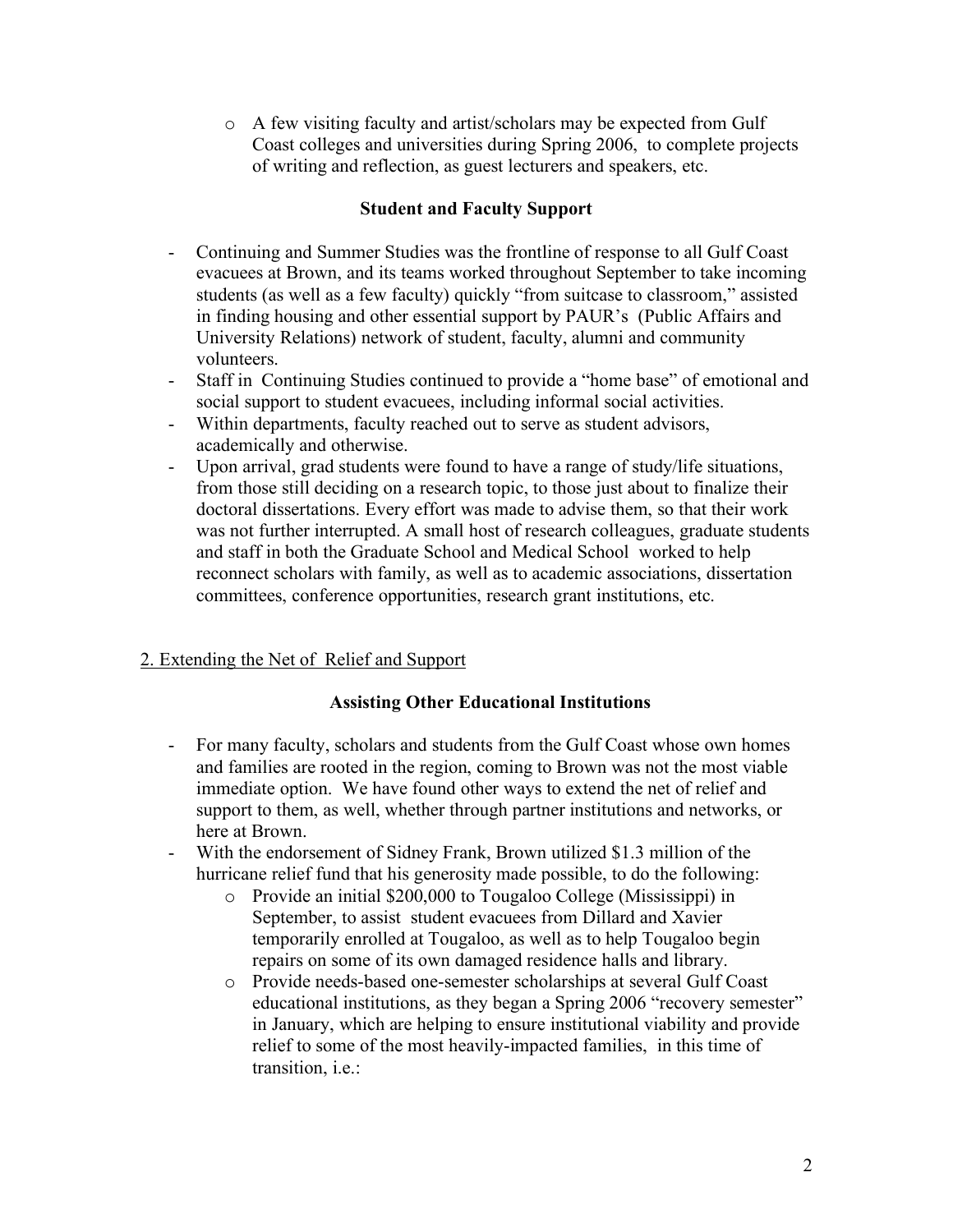- A few visiting faculty and artist/scholars may be expected from Gulf Coast colleges and universities during Spring 2006, to complete projects of writing and reflection, as guest lecturers and speakers, etc.

### Student and Faculty Support

- Continuing and Summer Studies was the frontline of response to all Gulf Coast evacuees at Brown, and its teams worked throughout September to take incoming students (as well as a few faculty) quickly "from suitcase to classroom," assisted in finding housing and other essential support by PAUR's (Public Affairs and University Relations) network of student, faculty, alumni and community volunteers.
- Staff in Continuing Studies continued to provide a "home base" of emotional and social support to student evacuees, including informal social activities.
- Within departments, faculty reached out to serve as student advisors, academically and otherwise.
- Upon arrival, grad students were found to have a range of study/life situations, from those still deciding on a research topic, to those just about to finalize their doctoral dissertations. Every effort was made to advise them, so that their work was not further interrupted. A small host of research colleagues, graduate students and staff in both the Graduate School and Medical School worked to help reconnect scholars with family, as well as to academic associations, dissertation committees, conference opportunities, research grant institutions, etc.

## 2. Extending the Net of Relief and Support

### Assisting Other Educational Institutions

- For many faculty, scholars and students from the Gulf Coast whose own homes and families are rooted in the region, coming to Brown was not the most viable immediate option. We have found other ways to extend the net of relief and support to them, as well, whether through partner institutions and networks, or here at Brown.
- With the endorsement of Sidney Frank, Brown utilized $1.3 million of the hurricane relief fund that his generosity made possible, to do the following:
  - Provide an initial $200,000 to Tougaloo College (Mississippi) in September, to assist student evacuees from Dillard and Xavier temporarily enrolled at Tougaloo, as well as to help Tougaloo begin repairs on some of its own damaged residence halls and library.
  - Provide needs-based one-semester scholarships at several Gulf Coast educational institutions, as they began a Spring 2006 "recovery semester" in January, which are helping to ensure institutional viability and provide relief to some of the most heavily-impacted families, in this time of transition, i.e.: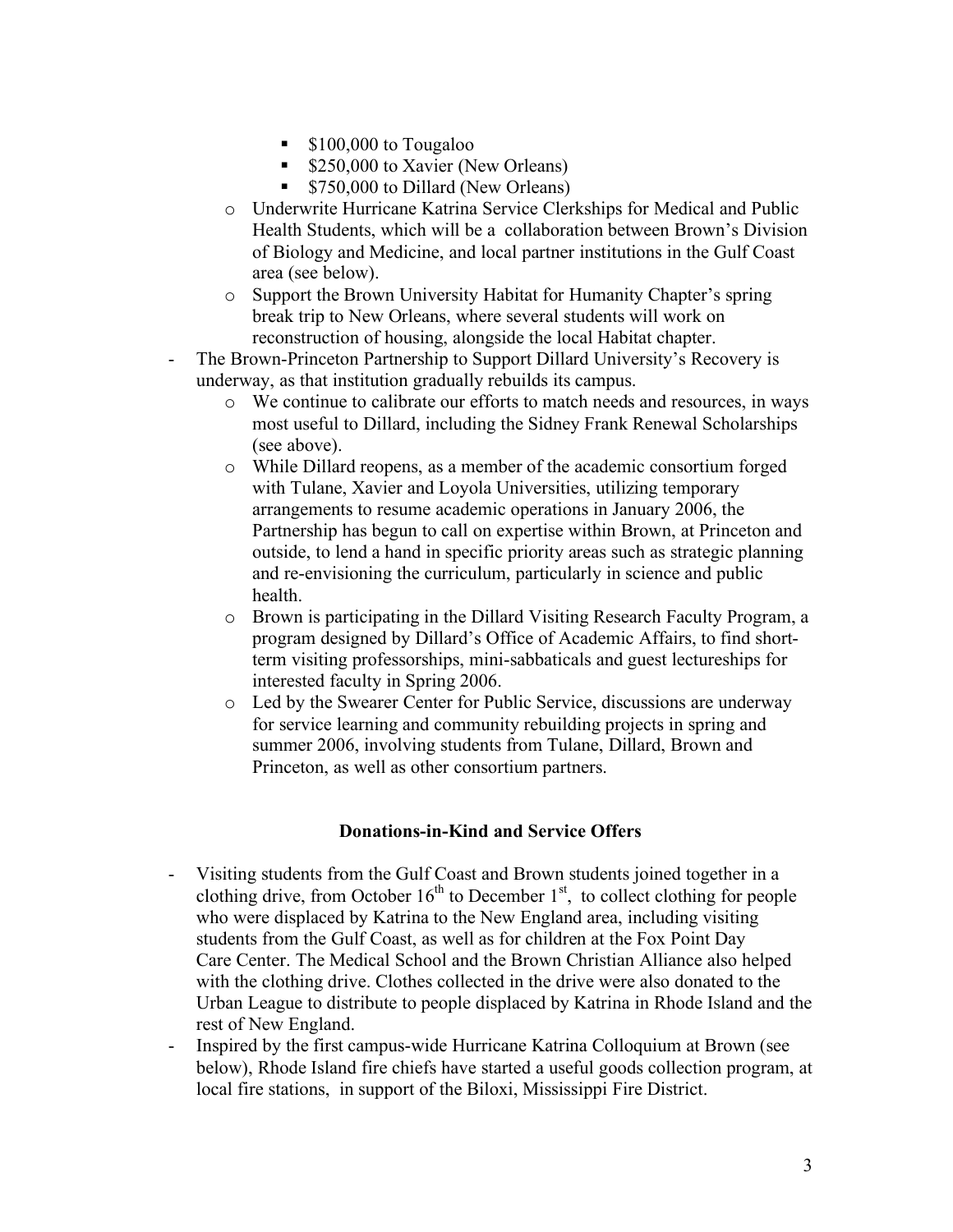- $100,000 to Tougaloo
        - $250,000 to Xavier (New Orleans)
        - $750,000 to Dillard (New Orleans)
    - Underwrite Hurricane Katrina Service Clerkships for Medical and Public Health Students, which will be a collaboration between Brown's Division of Biology and Medicine, and local partner institutions in the Gulf Coast area (see below).
    - Support the Brown University Habitat for Humanity Chapter's spring break trip to New Orleans, where several students will work on reconstruction of housing, alongside the local Habitat chapter.
- The Brown-Princeton Partnership to Support Dillard University's Recovery is underway, as that institution gradually rebuilds its campus.
    - We continue to calibrate our efforts to match needs and resources, in ways most useful to Dillard, including the Sidney Frank Renewal Scholarships (see above).
    - While Dillard reopens, as a member of the academic consortium forged with Tulane, Xavier and Loyola Universities, utilizing temporary arrangements to resume academic operations in January 2006, the Partnership has begun to call on expertise within Brown, at Princeton and outside, to lend a hand in specific priority areas such as strategic planning and re-envisioning the curriculum, particularly in science and public health.
    - Brown is participating in the Dillard Visiting Research Faculty Program, a program designed by Dillard's Office of Academic Affairs, to find short-term visiting professorships, mini-sabbaticals and guest lectureships for interested faculty in Spring 2006.
    - Led by the Swearer Center for Public Service, discussions are underway for service learning and community rebuilding projects in spring and summer 2006, involving students from Tulane, Dillard, Brown and Princeton, as well as other consortium partners.

**Donations-in-Kind and Service Offers**

- Visiting students from the Gulf Coast and Brown students joined together in a clothing drive, from October 16th to December 1st, to collect clothing for people who were displaced by Katrina to the New England area, including visiting students from the Gulf Coast, as well as for children at the Fox Point Day Care Center. The Medical School and the Brown Christian Alliance also helped with the clothing drive. Clothes collected in the drive were also donated to the Urban League to distribute to people displaced by Katrina in Rhode Island and the rest of New England.
- Inspired by the first campus-wide Hurricane Katrina Colloquium at Brown (see below), Rhode Island fire chiefs have started a useful goods collection program, at local fire stations, in support of the Biloxi, Mississippi Fire District.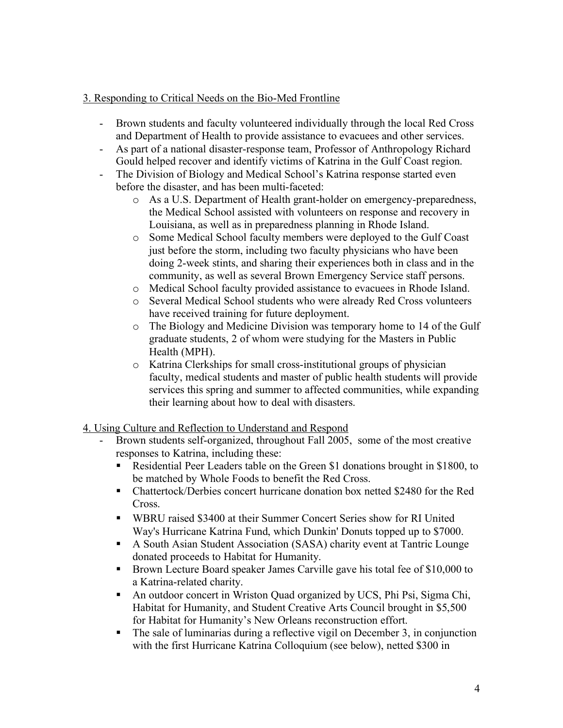3. Responding to Critical Needs on the Bio-Med Frontline

- Brown students and faculty volunteered individually through the local Red Cross and Department of Health to provide assistance to evacuees and other services.
- As part of a national disaster-response team, Professor of Anthropology Richard Gould helped recover and identify victims of Katrina in the Gulf Coast region.
- The Division of Biology and Medical School's Katrina response started even before the disaster, and has been multi-faceted:
    - As a U.S. Department of Health grant-holder on emergency-preparedness, the Medical School assisted with volunteers on response and recovery in Louisiana, as well as in preparedness planning in Rhode Island.
    - Some Medical School faculty members were deployed to the Gulf Coast just before the storm, including two faculty physicians who have been doing 2-week stints, and sharing their experiences both in class and in the community, as well as several Brown Emergency Service staff persons.
    - Medical School faculty provided assistance to evacuees in Rhode Island.
    - Several Medical School students who were already Red Cross volunteers have received training for future deployment.
    - The Biology and Medicine Division was temporary home to 14 of the Gulf graduate students, 2 of whom were studying for the Masters in Public Health (MPH).
    - Katrina Clerkships for small cross-institutional groups of physician faculty, medical students and master of public health students will provide services this spring and summer to affected communities, while expanding their learning about how to deal with disasters.

4. Using Culture and Reflection to Understand and Respond

- Brown students self-organized, throughout Fall 2005, some of the most creative responses to Katrina, including these:
    - Residential Peer Leaders table on the Green $1 donations brought in $1800, to be matched by Whole Foods to benefit the Red Cross.
    - Chattertock/Derbies concert hurricane donation box netted $2480 for the Red Cross.
    - WBRU raised $3400 at their Summer Concert Series show for RI United Way's Hurricane Katrina Fund, which Dunkin' Donuts topped up to $7000.
    - A South Asian Student Association (SASA) charity event at Tantric Lounge donated proceeds to Habitat for Humanity.
    - Brown Lecture Board speaker James Carville gave his total fee of $10,000 to a Katrina-related charity.
    - An outdoor concert in Wriston Quad organized by UCS, Phi Psi, Sigma Chi, Habitat for Humanity, and Student Creative Arts Council brought in $5,500 for Habitat for Humanity's New Orleans reconstruction effort.
    - The sale of luminarias during a reflective vigil on December 3, in conjunction with the first Hurricane Katrina Colloquium (see below), netted $300 in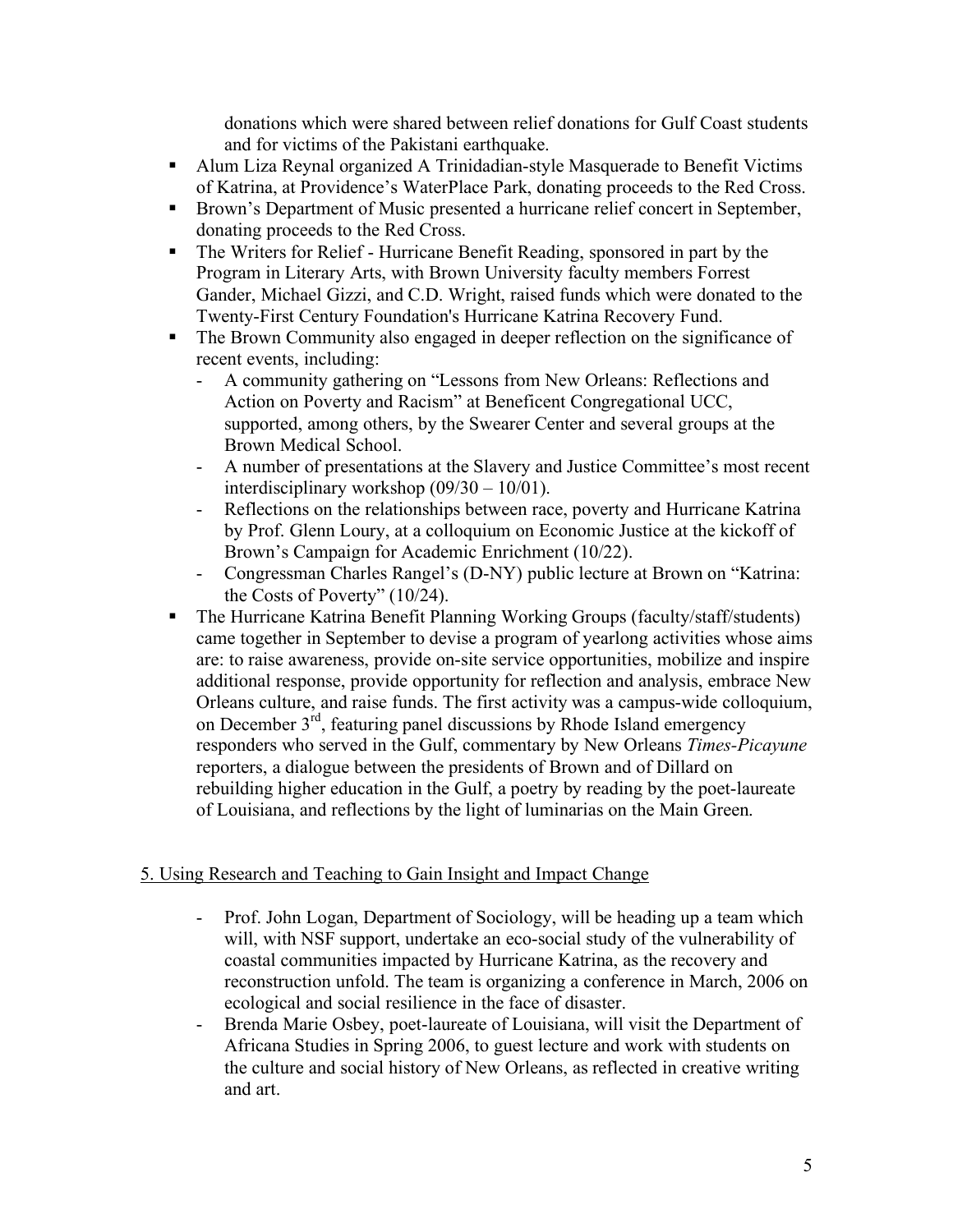donations which were shared between relief donations for Gulf Coast students and for victims of the Pakistani earthquake.

- Alum Liza Reynal organized A Trinidadian-style Masquerade to Benefit Victims of Katrina, at Providence's WaterPlace Park, donating proceeds to the Red Cross.
- Brown's Department of Music presented a hurricane relief concert in September, donating proceeds to the Red Cross.
- The Writers for Relief - Hurricane Benefit Reading, sponsored in part by the Program in Literary Arts, with Brown University faculty members Forrest Gander, Michael Gizzi, and C.D. Wright, raised funds which were donated to the Twenty-First Century Foundation's Hurricane Katrina Recovery Fund.
- The Brown Community also engaged in deeper reflection on the significance of recent events, including:
  - A community gathering on "Lessons from New Orleans: Reflections and Action on Poverty and Racism" at Beneficent Congregational UCC, supported, among others, by the Swearer Center and several groups at the Brown Medical School.
  - A number of presentations at the Slavery and Justice Committee's most recent interdisciplinary workshop (09/30 – 10/01).
  - Reflections on the relationships between race, poverty and Hurricane Katrina by Prof. Glenn Loury, at a colloquium on Economic Justice at the kickoff of Brown's Campaign for Academic Enrichment (10/22).
  - Congressman Charles Rangel's (D-NY) public lecture at Brown on "Katrina: the Costs of Poverty" (10/24).
- The Hurricane Katrina Benefit Planning Working Groups (faculty/staff/students) came together in September to devise a program of yearlong activities whose aims are: to raise awareness, provide on-site service opportunities, mobilize and inspire additional response, provide opportunity for reflection and analysis, embrace New Orleans culture, and raise funds. The first activity was a campus-wide colloquium, on December 3rd, featuring panel discussions by Rhode Island emergency responders who served in the Gulf, commentary by New Orleans *Times-Picayune* reporters, a dialogue between the presidents of Brown and of Dillard on rebuilding higher education in the Gulf, a poetry by reading by the poet-laureate of Louisiana, and reflections by the light of luminarias on the Main Green.

<u>5. Using Research and Teaching to Gain Insight and Impact Change</u>

- Prof. John Logan, Department of Sociology, will be heading up a team which will, with NSF support, undertake an eco-social study of the vulnerability of coastal communities impacted by Hurricane Katrina, as the recovery and reconstruction unfold. The team is organizing a conference in March, 2006 on ecological and social resilience in the face of disaster.
- Brenda Marie Osbey, poet-laureate of Louisiana, will visit the Department of Africana Studies in Spring 2006, to guest lecture and work with students on the culture and social history of New Orleans, as reflected in creative writing and art.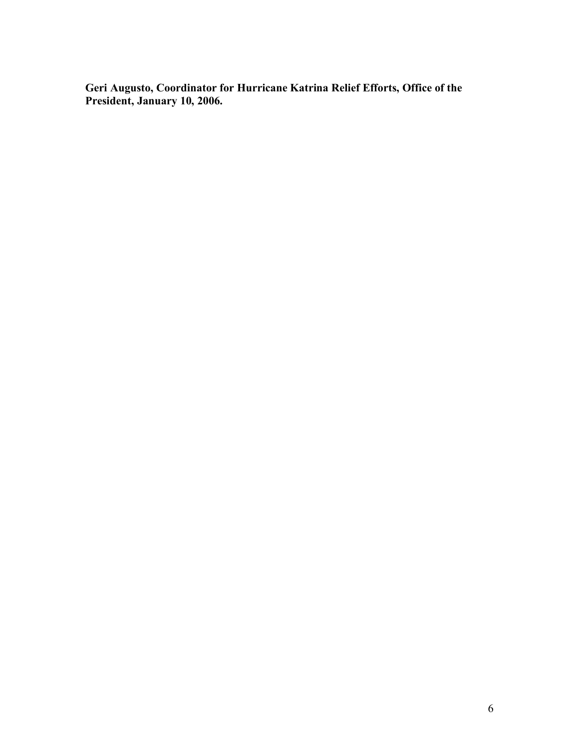**Geri Augusto, Coordinator for Hurricane Katrina Relief Efforts, Office of the President, January 10, 2006.**